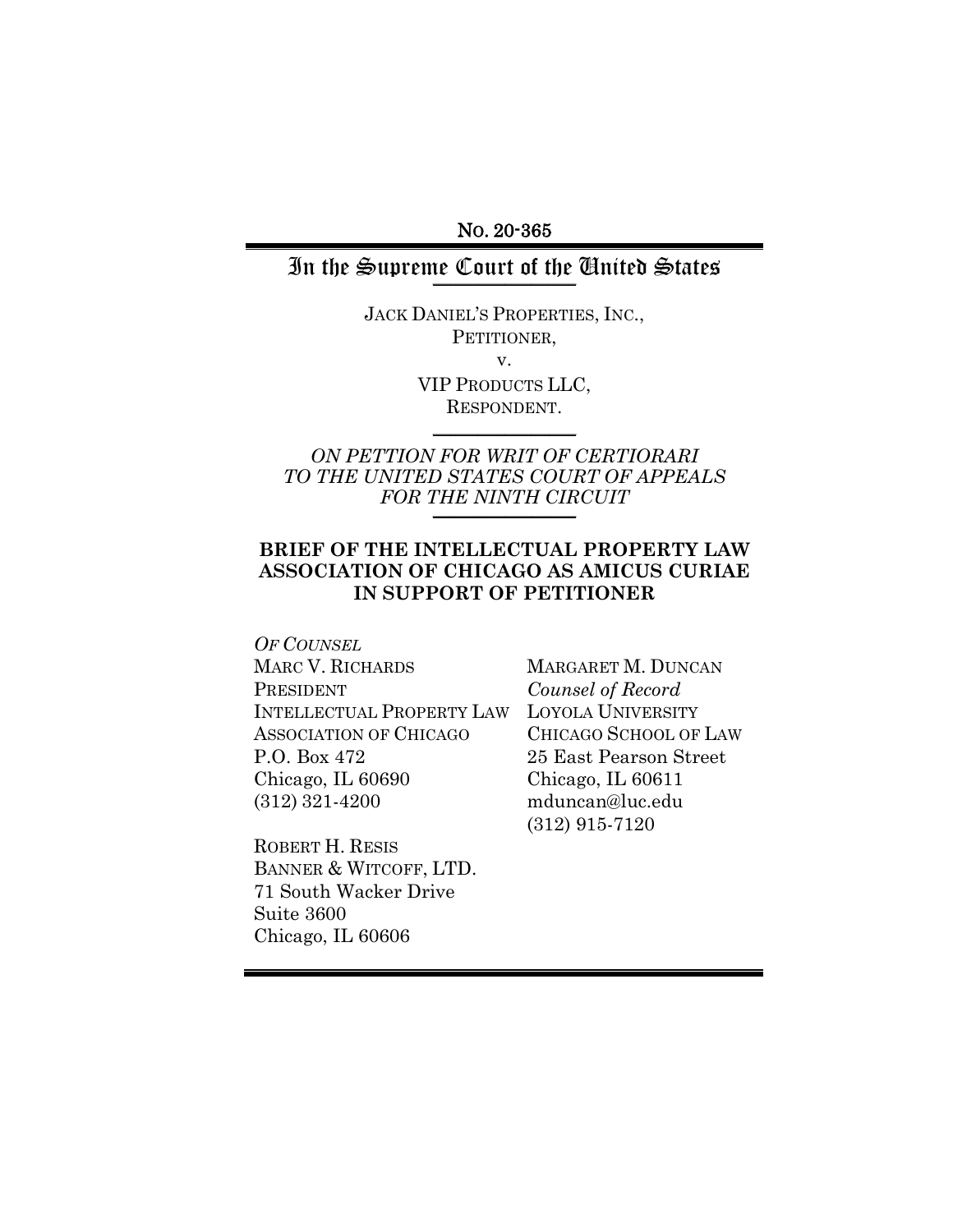No. 20-365

# In the Supreme Court of the United States

JACK DANIEL'S PROPERTIES, INC.,
PETITIONER,

v.

VIP PRODUCTS LLC,
RESPONDENT.

*ON PETTION FOR WRIT OF CERTIORARI*
*TO THE UNITED STATES COURT OF APPEALS*
*FOR THE NINTH CIRCUIT*

**BRIEF OF THE INTELLECTUAL PROPERTY LAW ASSOCIATION OF CHICAGO AS AMICUS CURIAE IN SUPPORT OF PETITIONER**

*OF COUNSEL*
MARC V. RICHARDS
PRESIDENT
INTELLECTUAL PROPERTY LAW
ASSOCIATION OF CHICAGO
P.O. Box 472
Chicago, IL 60690
(312) 321-4200

ROBERT H. RESIS
BANNER & WITCOFF, LTD.
71 South Wacker Drive
Suite 3600
Chicago, IL 60606

MARGARET M. DUNCAN
*Counsel of Record*
LOYOLA UNIVERSITY
CHICAGO SCHOOL OF LAW
25 East Pearson Street
Chicago, IL 60611
mduncan@luc.edu
(312) 915-7120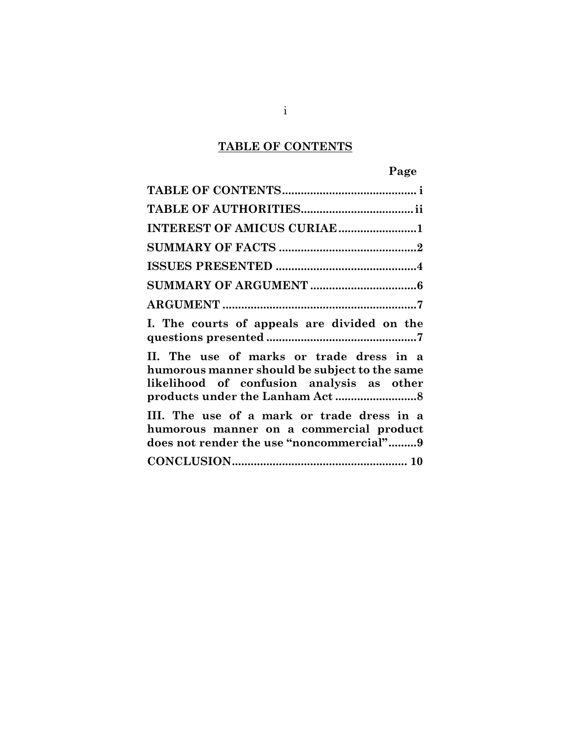## TABLE OF CONTENTS

| | Page |
|---|---|
| **TABLE OF CONTENTS** | **i** |
| **TABLE OF AUTHORITIES** | **ii** |
| **INTEREST OF AMICUS CURIAE** | **1** |
| **SUMMARY OF FACTS** | **2** |
| **ISSUES PRESENTED** | **4** |
| **SUMMARY OF ARGUMENT** | **6** |
| **ARGUMENT** | **7** |
| **I. The courts of appeals are divided on the questions presented** | **7** |
| **II. The use of marks or trade dress in a humorous manner should be subject to the same likelihood of confusion analysis as other products under the Lanham Act** | **8** |
| **III. The use of a mark or trade dress in a humorous manner on a commercial product does not render the use "noncommercial"** | **9** |
| **CONCLUSION** | **10** |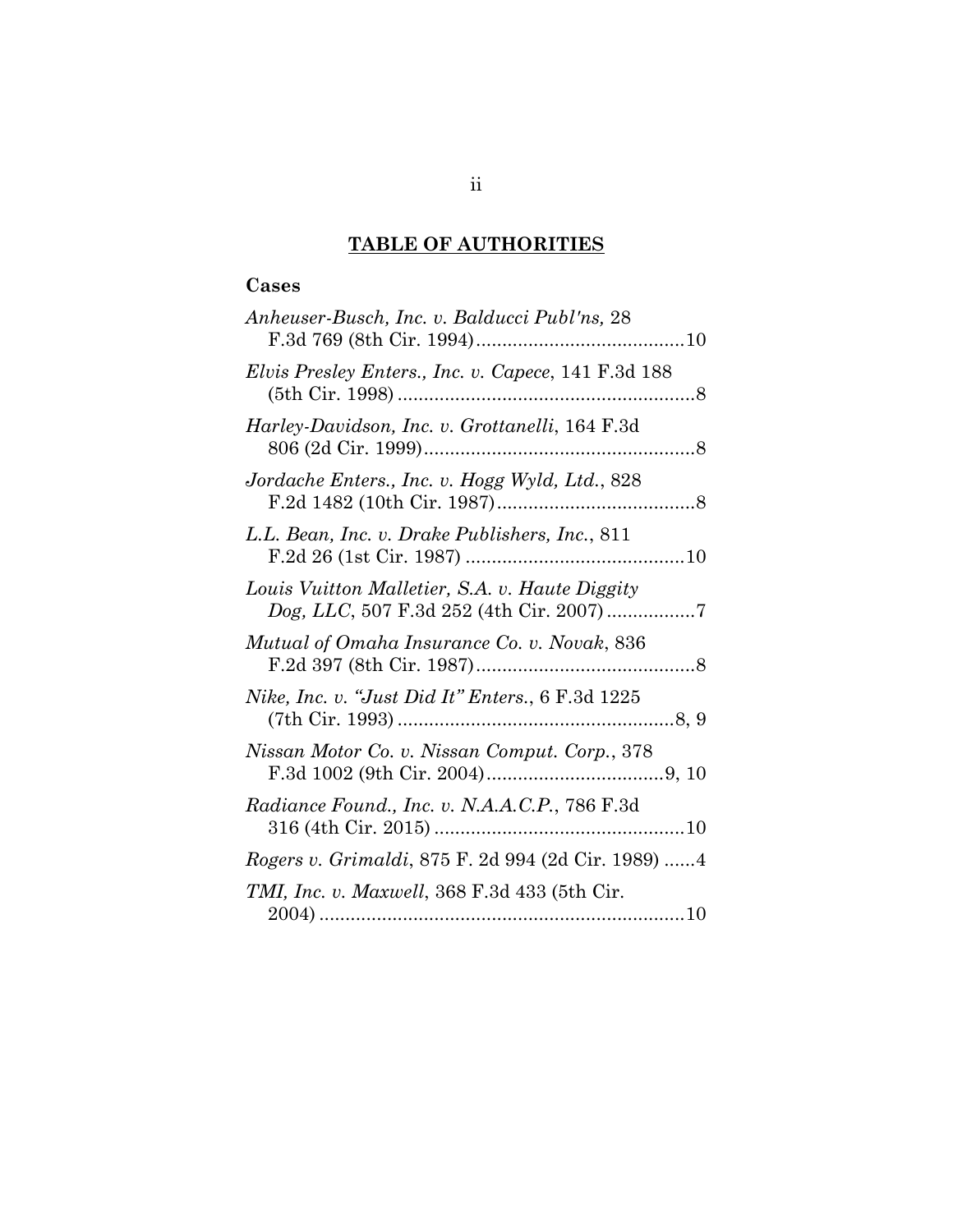# TABLE OF AUTHORITIES

## Cases

*Anheuser-Busch, Inc. v. Balducci Publ'ns,* 28 F.3d 769 (8th Cir. 1994) ........................................ 10

*Elvis Presley Enters., Inc. v. Capece*, 141 F.3d 188 (5th Cir. 1998) ........................................................ 8

*Harley-Davidson, Inc. v. Grottanelli*, 164 F.3d 806 (2d Cir. 1999) .................................................... 8

*Jordache Enters., Inc. v. Hogg Wyld, Ltd.*, 828 F.2d 1482 (10th Cir. 1987) ...................................... 8

*L.L. Bean, Inc. v. Drake Publishers, Inc.*, 811 F.2d 26 (1st Cir. 1987) .......................................... 10

*Louis Vuitton Malletier, S.A. v. Haute Diggity Dog, LLC*, 507 F.3d 252 (4th Cir. 2007) ................. 7

*Mutual of Omaha Insurance Co. v. Novak*, 836 F.2d 397 (8th Cir. 1987) .......................................... 8

*Nike, Inc. v. "Just Did It" Enters.*, 6 F.3d 1225 (7th Cir. 1993) ..................................................... 8, 9

*Nissan Motor Co. v. Nissan Comput. Corp.*, 378 F.3d 1002 (9th Cir. 2004) .................................. 9, 10

*Radiance Found., Inc. v. N.A.A.C.P.*, 786 F.3d 316 (4th Cir. 2015) ................................................ 10

*Rogers v. Grimaldi*, 875 F. 2d 994 (2d Cir. 1989) ...... 4

*TMI, Inc. v. Maxwell*, 368 F.3d 433 (5th Cir. 2004) ...................................................................... 10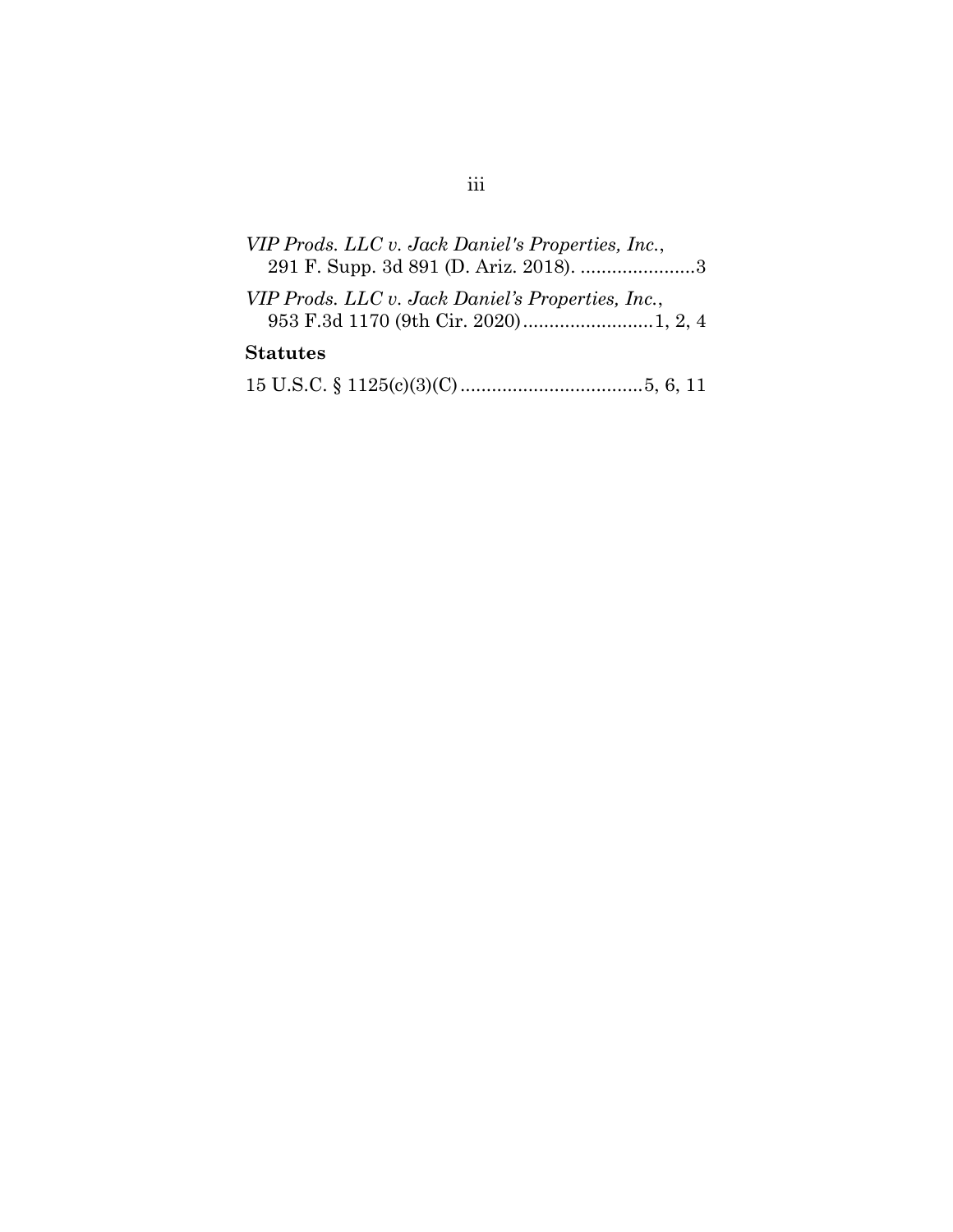*VIP Prods. LLC v. Jack Daniel's Properties, Inc.*, 291 F. Supp. 3d 891 (D. Ariz. 2018). ......................3

*VIP Prods. LLC v. Jack Daniel's Properties, Inc.*, 953 F.3d 1170 (9th Cir. 2020).........................1, 2, 4

**Statutes**

15 U.S.C. § 1125(c)(3)(C)...................................5, 6, 11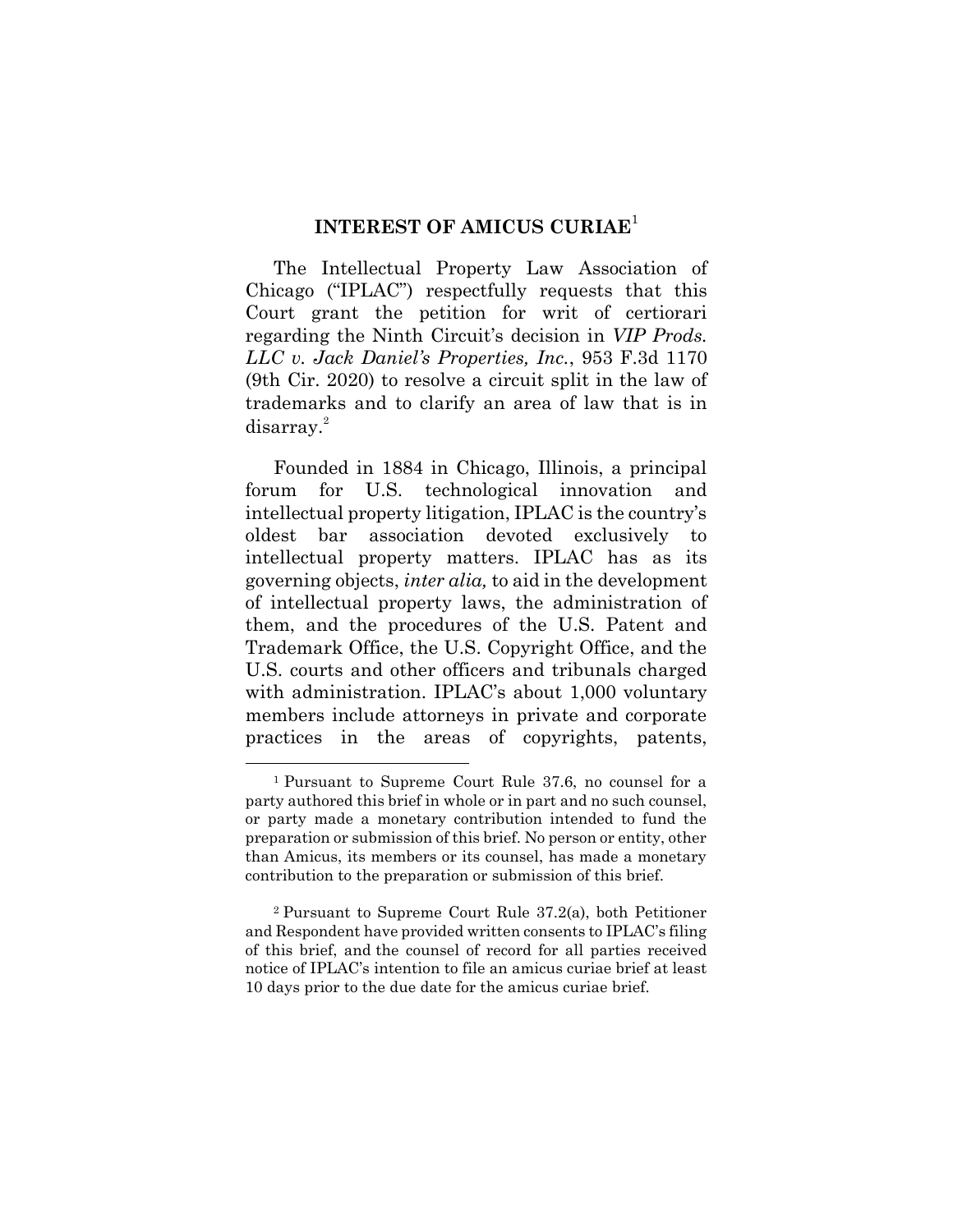## INTEREST OF AMICUS CURIAE[1]

The Intellectual Property Law Association of Chicago ("IPLAC") respectfully requests that this Court grant the petition for writ of certiorari regarding the Ninth Circuit's decision in *VIP Prods. LLC v. Jack Daniel's Properties, Inc.*, 953 F.3d 1170 (9th Cir. 2020) to resolve a circuit split in the law of trademarks and to clarify an area of law that is in disarray.[2]

Founded in 1884 in Chicago, Illinois, a principal forum for U.S. technological innovation and intellectual property litigation, IPLAC is the country's oldest bar association devoted exclusively to intellectual property matters. IPLAC has as its governing objects, *inter alia,* to aid in the development of intellectual property laws, the administration of them, and the procedures of the U.S. Patent and Trademark Office, the U.S. Copyright Office, and the U.S. courts and other officers and tribunals charged with administration. IPLAC's about 1,000 voluntary members include attorneys in private and corporate practices in the areas of copyrights, patents,

---

[1] Pursuant to Supreme Court Rule 37.6, no counsel for a party authored this brief in whole or in part and no such counsel, or party made a monetary contribution intended to fund the preparation or submission of this brief. No person or entity, other than Amicus, its members or its counsel, has made a monetary contribution to the preparation or submission of this brief.

[2] Pursuant to Supreme Court Rule 37.2(a), both Petitioner and Respondent have provided written consents to IPLAC's filing of this brief, and the counsel of record for all parties received notice of IPLAC's intention to file an amicus curiae brief at least 10 days prior to the due date for the amicus curiae brief.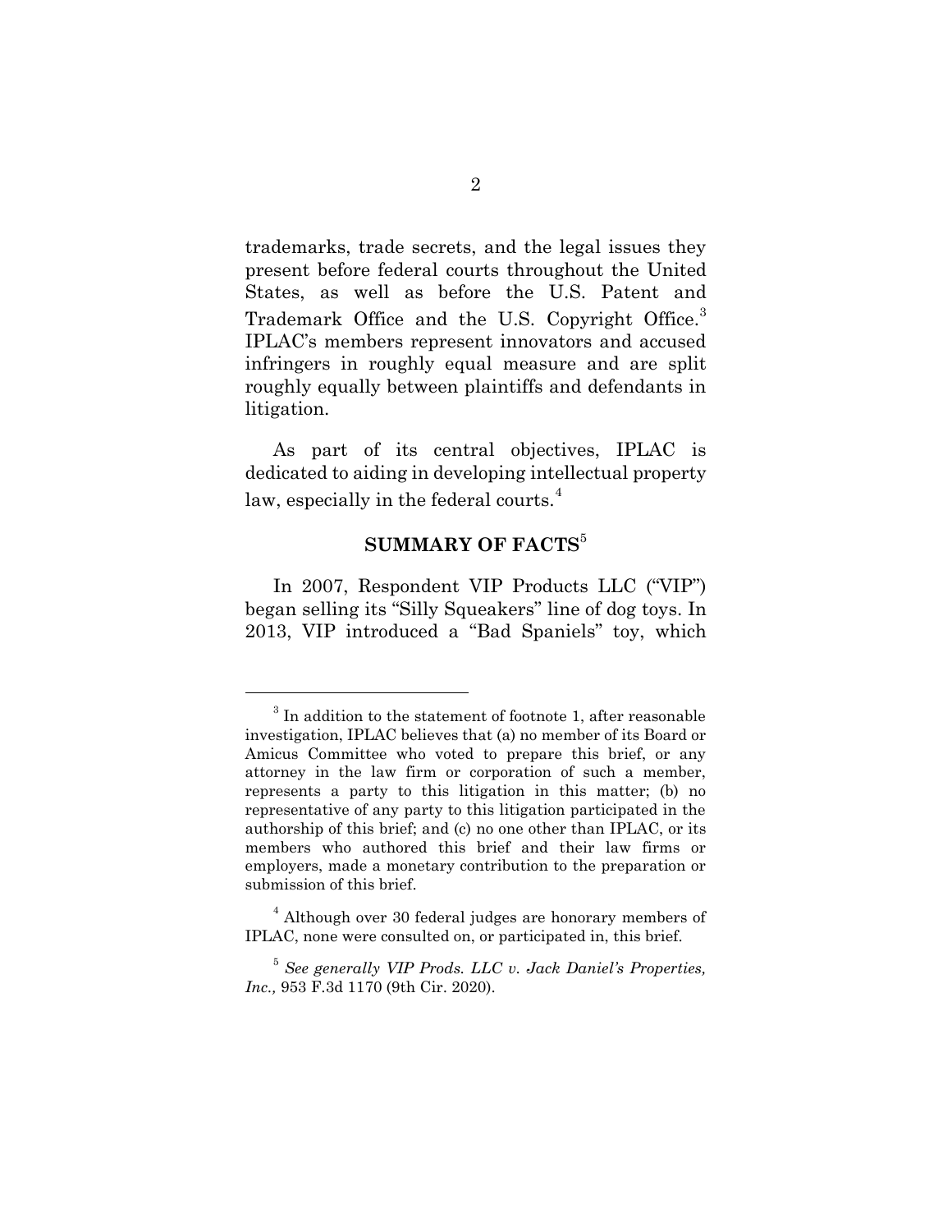trademarks, trade secrets, and the legal issues they present before federal courts throughout the United States, as well as before the U.S. Patent and Trademark Office and the U.S. Copyright Office.[3] IPLAC's members represent innovators and accused infringers in roughly equal measure and are split roughly equally between plaintiffs and defendants in litigation.

As part of its central objectives, IPLAC is dedicated to aiding in developing intellectual property law, especially in the federal courts.[4]

## SUMMARY OF FACTS[5]

In 2007, Respondent VIP Products LLC ("VIP") began selling its "Silly Squeakers" line of dog toys. In 2013, VIP introduced a "Bad Spaniels" toy, which

---

[3] In addition to the statement of footnote 1, after reasonable investigation, IPLAC believes that (a) no member of its Board or Amicus Committee who voted to prepare this brief, or any attorney in the law firm or corporation of such a member, represents a party to this litigation in this matter; (b) no representative of any party to this litigation participated in the authorship of this brief; and (c) no one other than IPLAC, or its members who authored this brief and their law firms or employers, made a monetary contribution to the preparation or submission of this brief.

[4] Although over 30 federal judges are honorary members of IPLAC, none were consulted on, or participated in, this brief.

[5] *See generally VIP Prods. LLC v. Jack Daniel's Properties, Inc.,* 953 F.3d 1170 (9th Cir. 2020).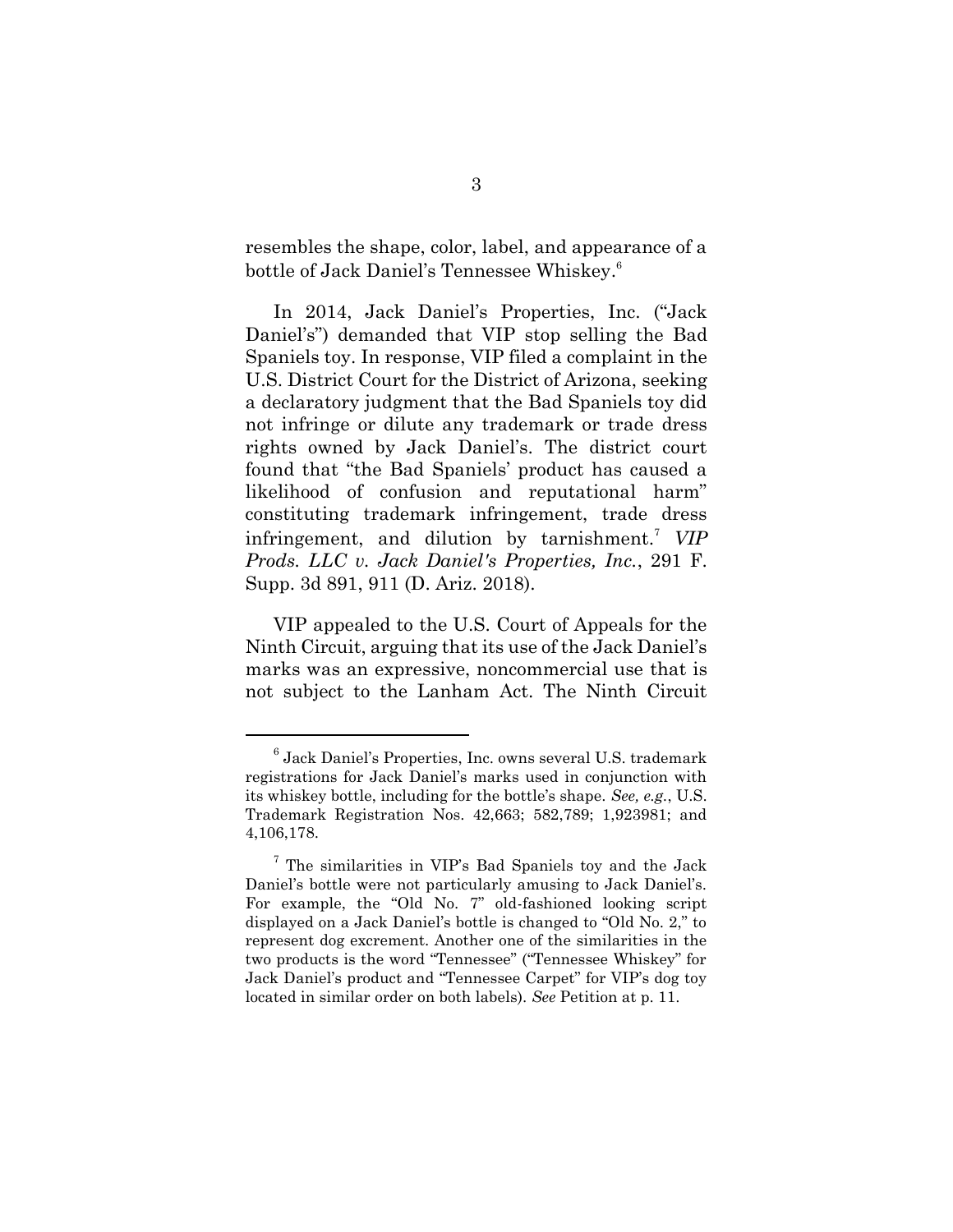resembles the shape, color, label, and appearance of a bottle of Jack Daniel's Tennessee Whiskey.[6]

In 2014, Jack Daniel's Properties, Inc. ("Jack Daniel's") demanded that VIP stop selling the Bad Spaniels toy. In response, VIP filed a complaint in the U.S. District Court for the District of Arizona, seeking a declaratory judgment that the Bad Spaniels toy did not infringe or dilute any trademark or trade dress rights owned by Jack Daniel's. The district court found that "the Bad Spaniels' product has caused a likelihood of confusion and reputational harm" constituting trademark infringement, trade dress infringement, and dilution by tarnishment.[7] *VIP Prods. LLC v. Jack Daniel's Properties, Inc.*, 291 F. Supp. 3d 891, 911 (D. Ariz. 2018).

VIP appealed to the U.S. Court of Appeals for the Ninth Circuit, arguing that its use of the Jack Daniel's marks was an expressive, noncommercial use that is not subject to the Lanham Act. The Ninth Circuit

---

[6] Jack Daniel's Properties, Inc. owns several U.S. trademark registrations for Jack Daniel's marks used in conjunction with its whiskey bottle, including for the bottle's shape. *See, e.g.*, U.S. Trademark Registration Nos. 42,663; 582,789; 1,923981; and 4,106,178.

[7] The similarities in VIP's Bad Spaniels toy and the Jack Daniel's bottle were not particularly amusing to Jack Daniel's. For example, the "Old No. 7" old-fashioned looking script displayed on a Jack Daniel's bottle is changed to "Old No. 2," to represent dog excrement. Another one of the similarities in the two products is the word "Tennessee" ("Tennessee Whiskey" for Jack Daniel's product and "Tennessee Carpet" for VIP's dog toy located in similar order on both labels). *See* Petition at p. 11.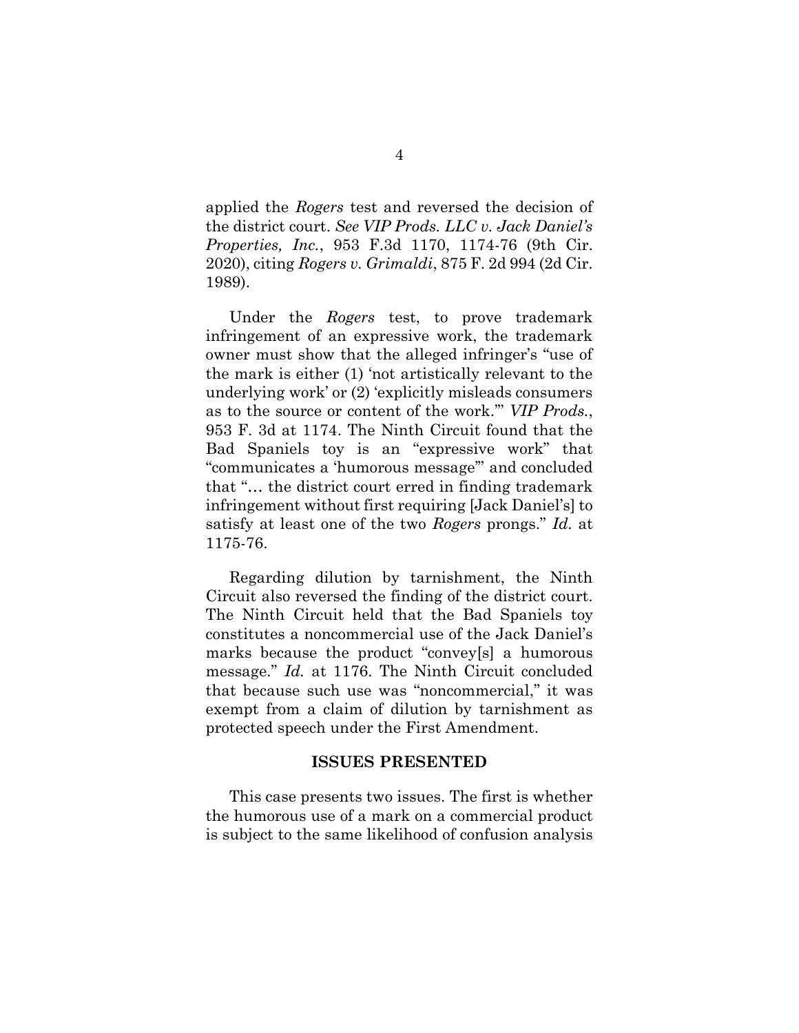applied the *Rogers* test and reversed the decision of the district court. *See VIP Prods. LLC v. Jack Daniel's Properties, Inc.*, 953 F.3d 1170, 1174-76 (9th Cir. 2020), citing *Rogers v. Grimaldi*, 875 F. 2d 994 (2d Cir. 1989).

Under the *Rogers* test, to prove trademark infringement of an expressive work, the trademark owner must show that the alleged infringer's "use of the mark is either (1) 'not artistically relevant to the underlying work' or (2) 'explicitly misleads consumers as to the source or content of the work.'" *VIP Prods.*, 953 F. 3d at 1174. The Ninth Circuit found that the Bad Spaniels toy is an "expressive work" that "communicates a 'humorous message'" and concluded that "… the district court erred in finding trademark infringement without first requiring [Jack Daniel's] to satisfy at least one of the two *Rogers* prongs." *Id.* at 1175-76.

Regarding dilution by tarnishment, the Ninth Circuit also reversed the finding of the district court. The Ninth Circuit held that the Bad Spaniels toy constitutes a noncommercial use of the Jack Daniel's marks because the product "convey[s] a humorous message." *Id.* at 1176. The Ninth Circuit concluded that because such use was "noncommercial," it was exempt from a claim of dilution by tarnishment as protected speech under the First Amendment.

## ISSUES PRESENTED

This case presents two issues. The first is whether the humorous use of a mark on a commercial product is subject to the same likelihood of confusion analysis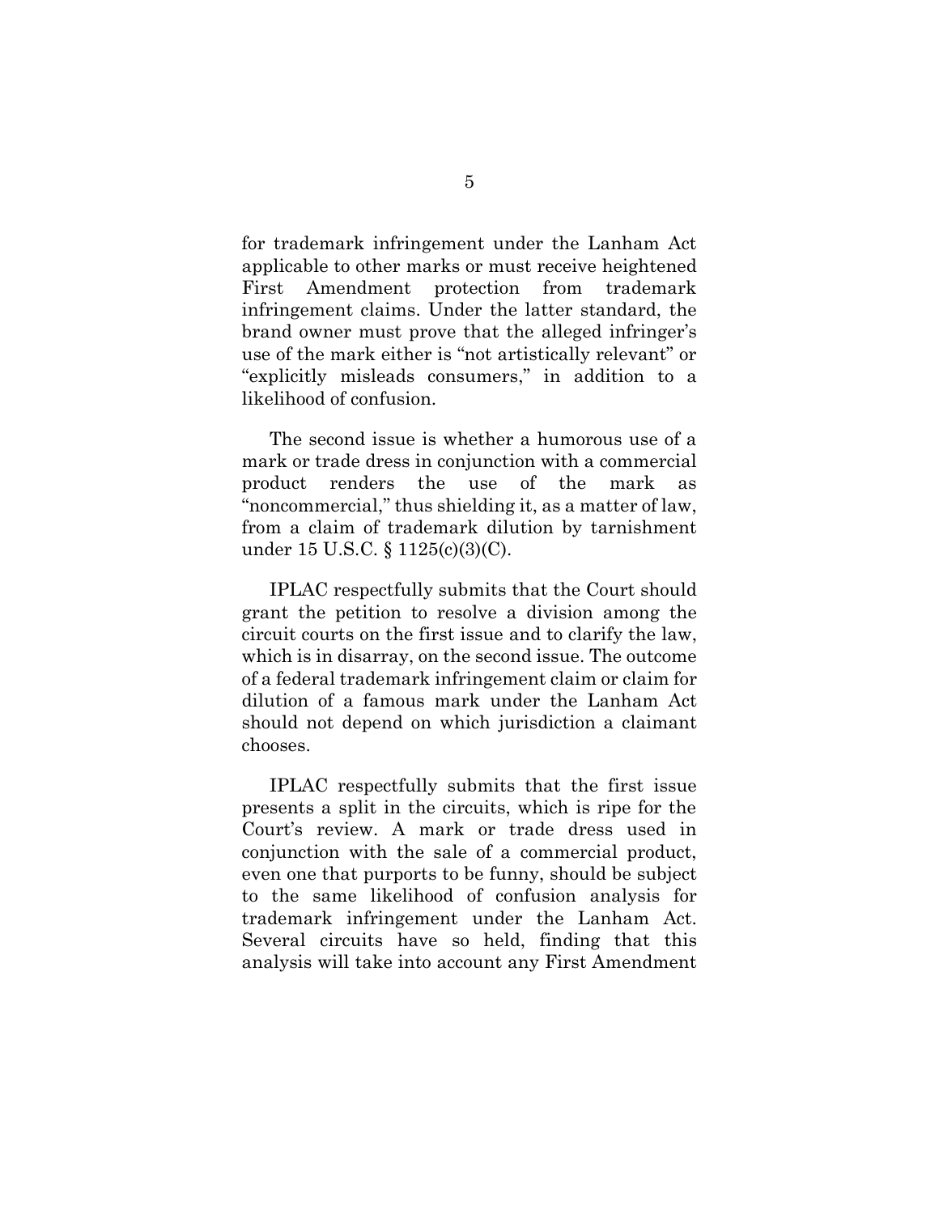for trademark infringement under the Lanham Act applicable to other marks or must receive heightened First Amendment protection from trademark infringement claims. Under the latter standard, the brand owner must prove that the alleged infringer's use of the mark either is "not artistically relevant" or "explicitly misleads consumers," in addition to a likelihood of confusion.

The second issue is whether a humorous use of a mark or trade dress in conjunction with a commercial product renders the use of the mark as "noncommercial," thus shielding it, as a matter of law, from a claim of trademark dilution by tarnishment under 15 U.S.C. § 1125(c)(3)(C).

IPLAC respectfully submits that the Court should grant the petition to resolve a division among the circuit courts on the first issue and to clarify the law, which is in disarray, on the second issue. The outcome of a federal trademark infringement claim or claim for dilution of a famous mark under the Lanham Act should not depend on which jurisdiction a claimant chooses.

IPLAC respectfully submits that the first issue presents a split in the circuits, which is ripe for the Court's review. A mark or trade dress used in conjunction with the sale of a commercial product, even one that purports to be funny, should be subject to the same likelihood of confusion analysis for trademark infringement under the Lanham Act. Several circuits have so held, finding that this analysis will take into account any First Amendment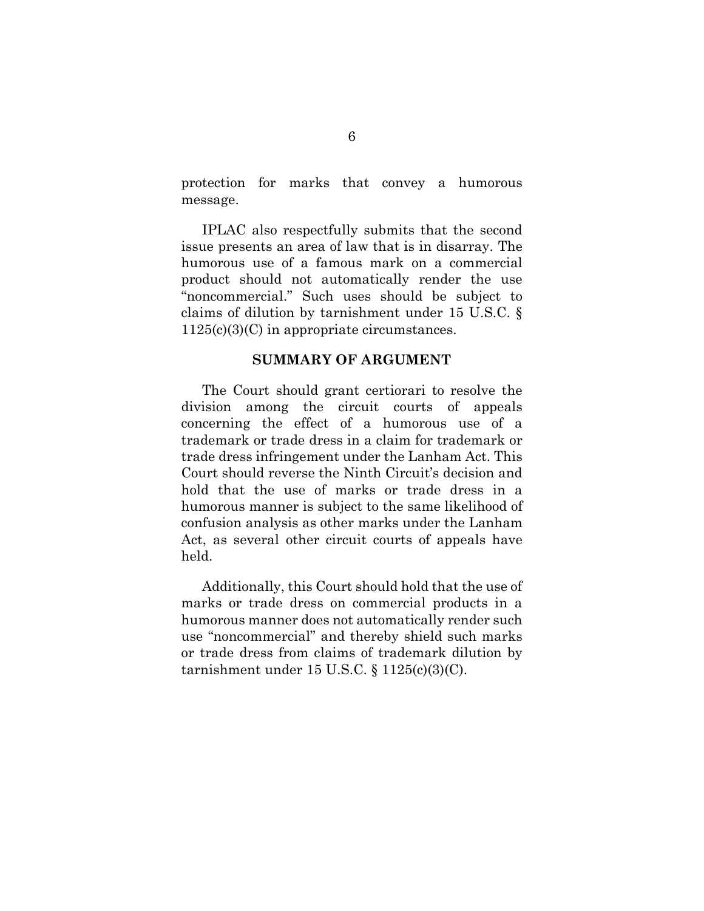protection for marks that convey a humorous message.

IPLAC also respectfully submits that the second issue presents an area of law that is in disarray. The humorous use of a famous mark on a commercial product should not automatically render the use "noncommercial." Such uses should be subject to claims of dilution by tarnishment under 15 U.S.C. § 1125(c)(3)(C) in appropriate circumstances.

## SUMMARY OF ARGUMENT

The Court should grant certiorari to resolve the division among the circuit courts of appeals concerning the effect of a humorous use of a trademark or trade dress in a claim for trademark or trade dress infringement under the Lanham Act. This Court should reverse the Ninth Circuit's decision and hold that the use of marks or trade dress in a humorous manner is subject to the same likelihood of confusion analysis as other marks under the Lanham Act, as several other circuit courts of appeals have held.

Additionally, this Court should hold that the use of marks or trade dress on commercial products in a humorous manner does not automatically render such use "noncommercial" and thereby shield such marks or trade dress from claims of trademark dilution by tarnishment under 15 U.S.C. § 1125(c)(3)(C).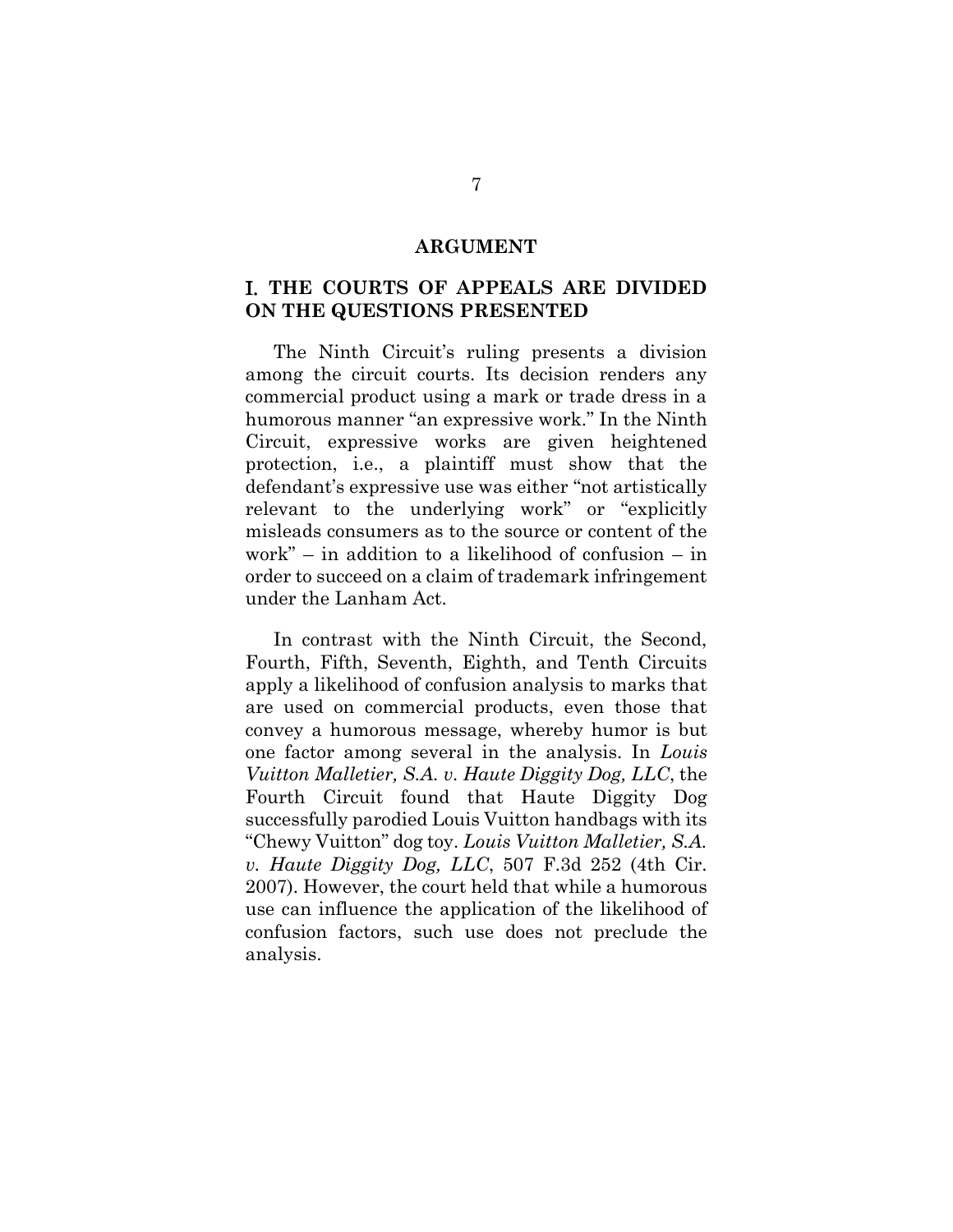## ARGUMENT

### I. THE COURTS OF APPEALS ARE DIVIDED ON THE QUESTIONS PRESENTED

The Ninth Circuit's ruling presents a division among the circuit courts. Its decision renders any commercial product using a mark or trade dress in a humorous manner "an expressive work." In the Ninth Circuit, expressive works are given heightened protection, i.e., a plaintiff must show that the defendant's expressive use was either "not artistically relevant to the underlying work" or "explicitly misleads consumers as to the source or content of the work" – in addition to a likelihood of confusion – in order to succeed on a claim of trademark infringement under the Lanham Act.

In contrast with the Ninth Circuit, the Second, Fourth, Fifth, Seventh, Eighth, and Tenth Circuits apply a likelihood of confusion analysis to marks that are used on commercial products, even those that convey a humorous message, whereby humor is but one factor among several in the analysis. In *Louis Vuitton Malletier, S.A. v. Haute Diggity Dog, LLC*, the Fourth Circuit found that Haute Diggity Dog successfully parodied Louis Vuitton handbags with its "Chewy Vuitton" dog toy. *Louis Vuitton Malletier, S.A. v. Haute Diggity Dog, LLC*, 507 F.3d 252 (4th Cir. 2007). However, the court held that while a humorous use can influence the application of the likelihood of confusion factors, such use does not preclude the analysis.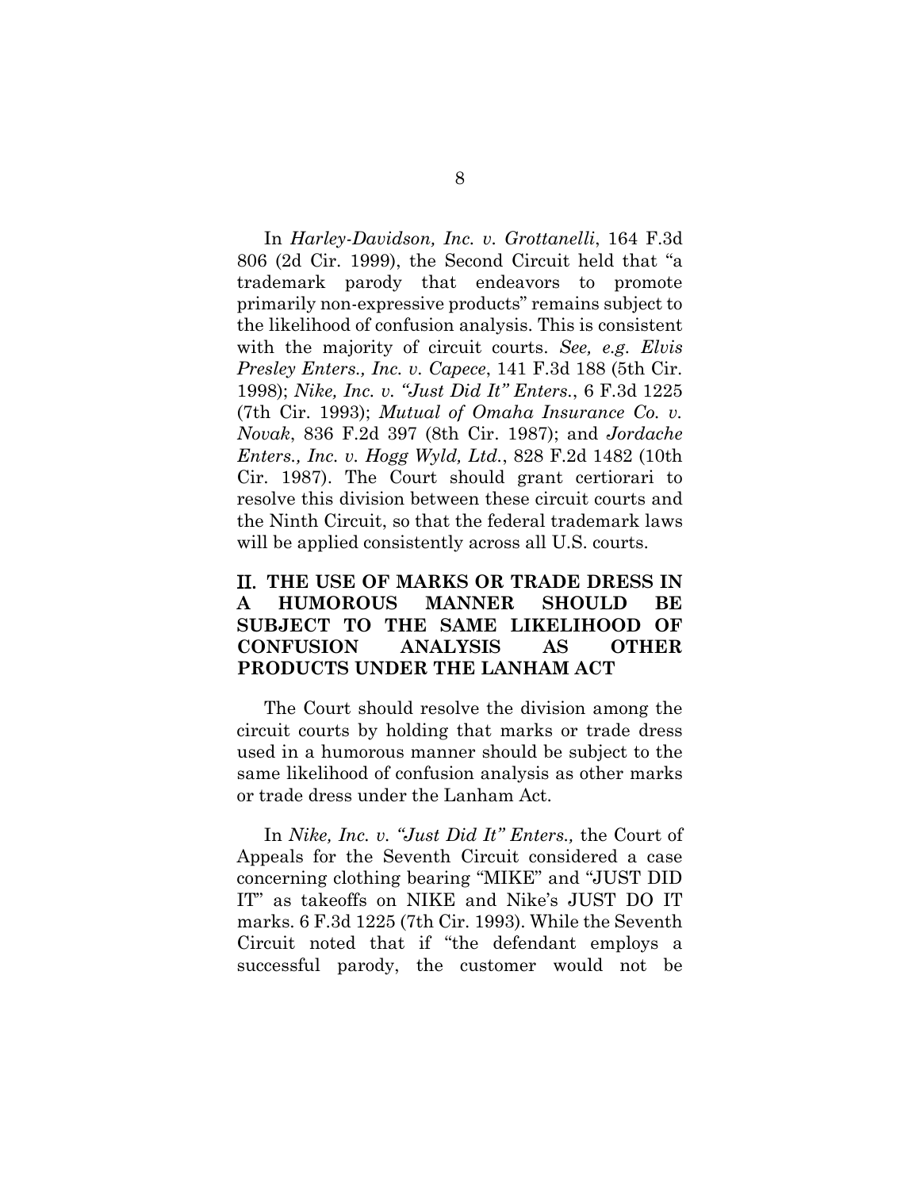In *Harley-Davidson, Inc. v. Grottanelli*, 164 F.3d 806 (2d Cir. 1999), the Second Circuit held that "a trademark parody that endeavors to promote primarily non-expressive products" remains subject to the likelihood of confusion analysis. This is consistent with the majority of circuit courts. *See, e.g. Elvis Presley Enters., Inc. v. Capece*, 141 F.3d 188 (5th Cir. 1998); *Nike, Inc. v. "Just Did It" Enters.*, 6 F.3d 1225 (7th Cir. 1993); *Mutual of Omaha Insurance Co. v. Novak*, 836 F.2d 397 (8th Cir. 1987); and *Jordache Enters., Inc. v. Hogg Wyld, Ltd.*, 828 F.2d 1482 (10th Cir. 1987). The Court should grant certiorari to resolve this division between these circuit courts and the Ninth Circuit, so that the federal trademark laws will be applied consistently across all U.S. courts.

## II. THE USE OF MARKS OR TRADE DRESS IN A HUMOROUS MANNER SHOULD BE SUBJECT TO THE SAME LIKELIHOOD OF CONFUSION ANALYSIS AS OTHER PRODUCTS UNDER THE LANHAM ACT

The Court should resolve the division among the circuit courts by holding that marks or trade dress used in a humorous manner should be subject to the same likelihood of confusion analysis as other marks or trade dress under the Lanham Act.

In *Nike, Inc. v. "Just Did It" Enters.,* the Court of Appeals for the Seventh Circuit considered a case concerning clothing bearing "MIKE" and "JUST DID IT" as takeoffs on NIKE and Nike's JUST DO IT marks. 6 F.3d 1225 (7th Cir. 1993). While the Seventh Circuit noted that if "the defendant employs a successful parody, the customer would not be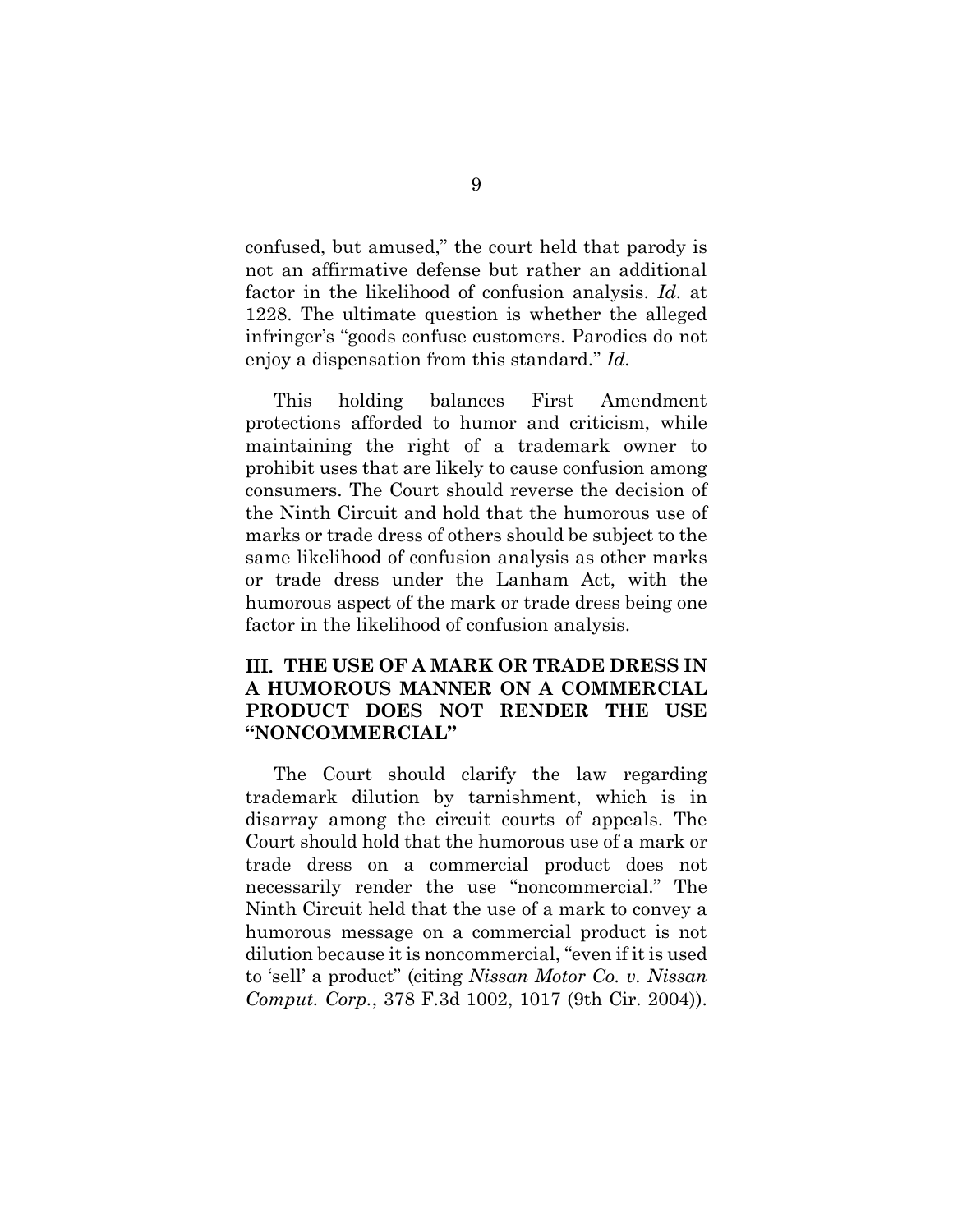confused, but amused," the court held that parody is not an affirmative defense but rather an additional factor in the likelihood of confusion analysis. *Id.* at 1228. The ultimate question is whether the alleged infringer's "goods confuse customers. Parodies do not enjoy a dispensation from this standard." *Id.*

This holding balances First Amendment protections afforded to humor and criticism, while maintaining the right of a trademark owner to prohibit uses that are likely to cause confusion among consumers. The Court should reverse the decision of the Ninth Circuit and hold that the humorous use of marks or trade dress of others should be subject to the same likelihood of confusion analysis as other marks or trade dress under the Lanham Act, with the humorous aspect of the mark or trade dress being one factor in the likelihood of confusion analysis.

## III. THE USE OF A MARK OR TRADE DRESS IN A HUMOROUS MANNER ON A COMMERCIAL PRODUCT DOES NOT RENDER THE USE "NONCOMMERCIAL"

The Court should clarify the law regarding trademark dilution by tarnishment, which is in disarray among the circuit courts of appeals. The Court should hold that the humorous use of a mark or trade dress on a commercial product does not necessarily render the use "noncommercial." The Ninth Circuit held that the use of a mark to convey a humorous message on a commercial product is not dilution because it is noncommercial, "even if it is used to 'sell' a product" (citing *Nissan Motor Co. v. Nissan Comput. Corp.*, 378 F.3d 1002, 1017 (9th Cir. 2004)).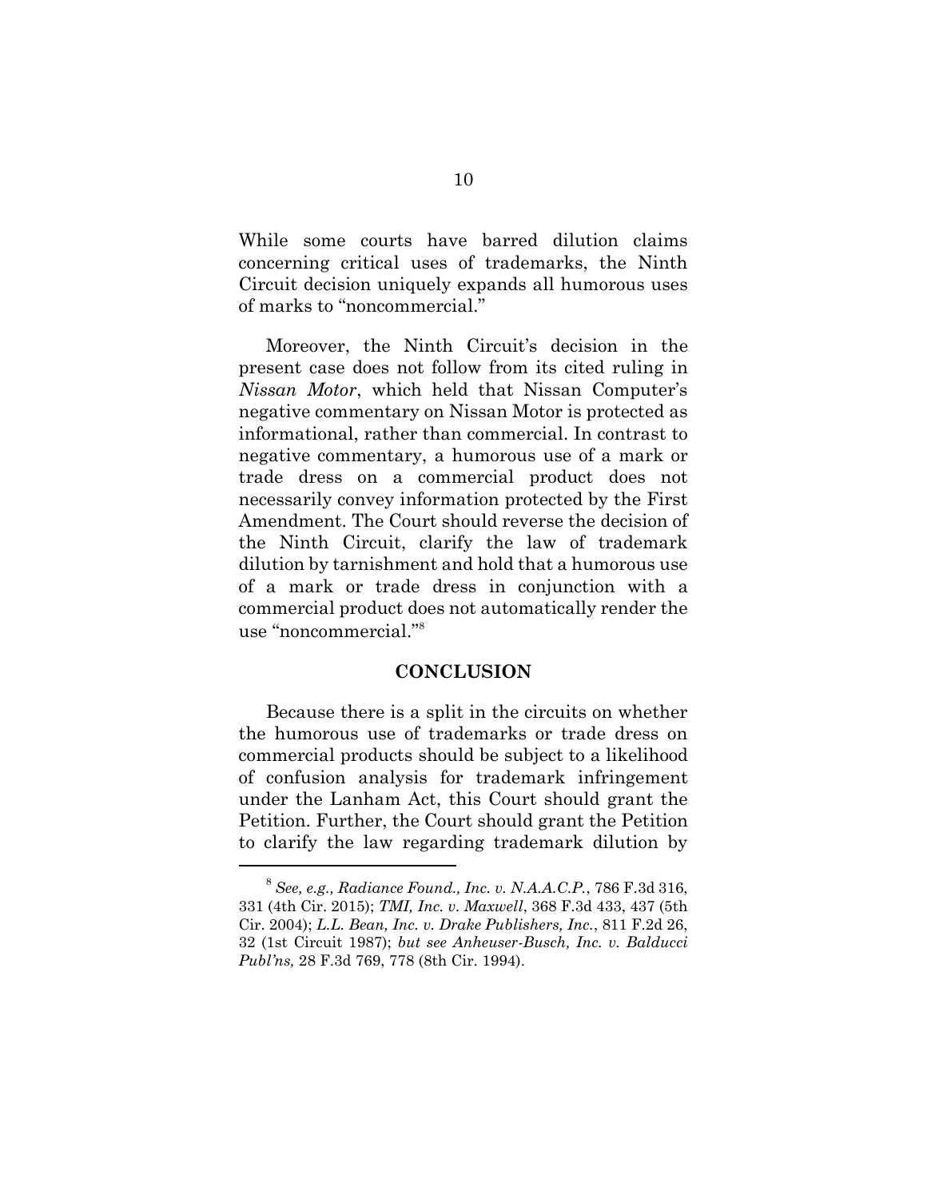While some courts have barred dilution claims concerning critical uses of trademarks, the Ninth Circuit decision uniquely expands all humorous uses of marks to "noncommercial."

Moreover, the Ninth Circuit's decision in the present case does not follow from its cited ruling in *Nissan Motor*, which held that Nissan Computer's negative commentary on Nissan Motor is protected as informational, rather than commercial. In contrast to negative commentary, a humorous use of a mark or trade dress on a commercial product does not necessarily convey information protected by the First Amendment. The Court should reverse the decision of the Ninth Circuit, clarify the law of trademark dilution by tarnishment and hold that a humorous use of a mark or trade dress in conjunction with a commercial product does not automatically render the use "noncommercial."[8]

## CONCLUSION

Because there is a split in the circuits on whether the humorous use of trademarks or trade dress on commercial products should be subject to a likelihood of confusion analysis for trademark infringement under the Lanham Act, this Court should grant the Petition. Further, the Court should grant the Petition to clarify the law regarding trademark dilution by

---

[8] *See, e.g., Radiance Found., Inc. v. N.A.A.C.P.*, 786 F.3d 316, 331 (4th Cir. 2015); *TMI, Inc. v. Maxwell*, 368 F.3d 433, 437 (5th Cir. 2004); *L.L. Bean, Inc. v. Drake Publishers, Inc.*, 811 F.2d 26, 32 (1st Circuit 1987); *but see Anheuser-Busch, Inc. v. Balducci Publ'ns,* 28 F.3d 769, 778 (8th Cir. 1994).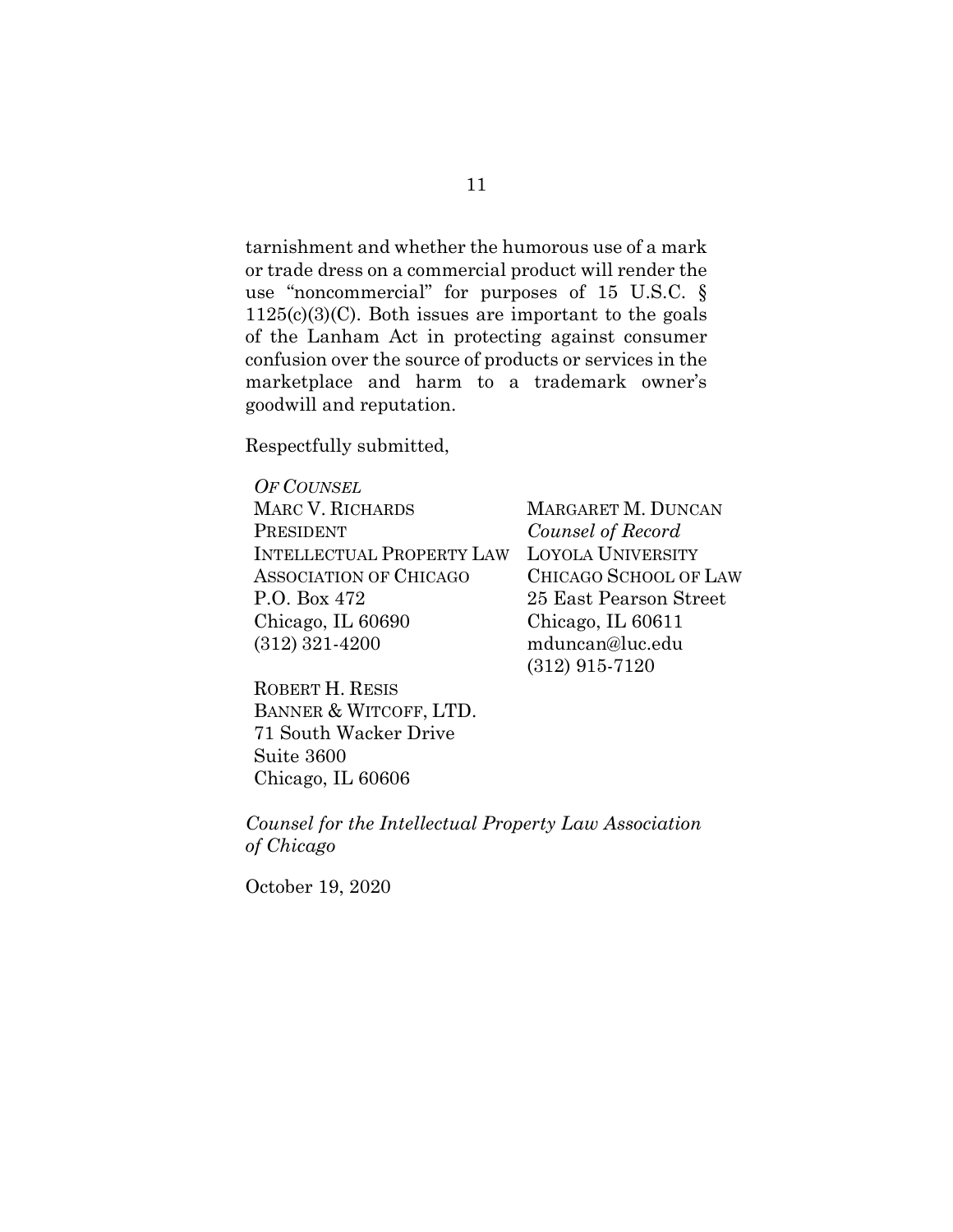tarnishment and whether the humorous use of a mark or trade dress on a commercial product will render the use "noncommercial" for purposes of 15 U.S.C. § 1125(c)(3)(C). Both issues are important to the goals of the Lanham Act in protecting against consumer confusion over the source of products or services in the marketplace and harm to a trademark owner's goodwill and reputation.

Respectfully submitted,

*OF COUNSEL*
MARC V. RICHARDS
PRESIDENT
INTELLECTUAL PROPERTY LAW ASSOCIATION OF CHICAGO
P.O. Box 472
Chicago, IL 60690
(312) 321-4200

ROBERT H. RESIS
BANNER & WITCOFF, LTD.
71 South Wacker Drive
Suite 3600
Chicago, IL 60606

MARGARET M. DUNCAN
*Counsel of Record*
LOYOLA UNIVERSITY CHICAGO SCHOOL OF LAW
25 East Pearson Street
Chicago, IL 60611
mduncan@luc.edu
(312) 915-7120

*Counsel for the Intellectual Property Law Association of Chicago*

October 19, 2020